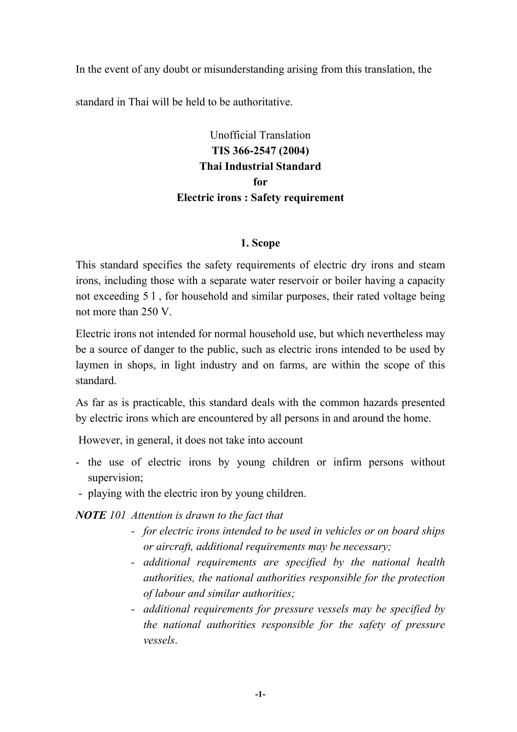In the event of any doubt or misunderstanding arising from this translation, the standard in Thai will be held to be authoritative.

Unofficial Translation

# TIS 366-2547 (2004)
# Thai Industrial Standard
# for
# Electric irons : Safety requirement

## 1. Scope

This standard specifies the safety requirements of electric dry irons and steam irons, including those with a separate water reservoir or boiler having a capacity not exceeding 5 l , for household and similar purposes, their rated voltage being not more than 250 V.

Electric irons not intended for normal household use, but which nevertheless may be a source of danger to the public, such as electric irons intended to be used by laymen in shops, in light industry and on farms, are within the scope of this standard.

As far as is practicable, this standard deals with the common hazards presented by electric irons which are encountered by all persons in and around the home.

However, in general, it does not take into account

- the use of electric irons by young children or infirm persons without supervision;
- playing with the electric iron by young children.

***NOTE*** *101 Attention is drawn to the fact that*

- *for electric irons intended to be used in vehicles or on board ships or aircraft, additional requirements may be necessary;*
- *additional requirements are specified by the national health authorities, the national authorities responsible for the protection of labour and similar authorities;*
- *additional requirements for pressure vessels may be specified by the national authorities responsible for the safety of pressure vessels*.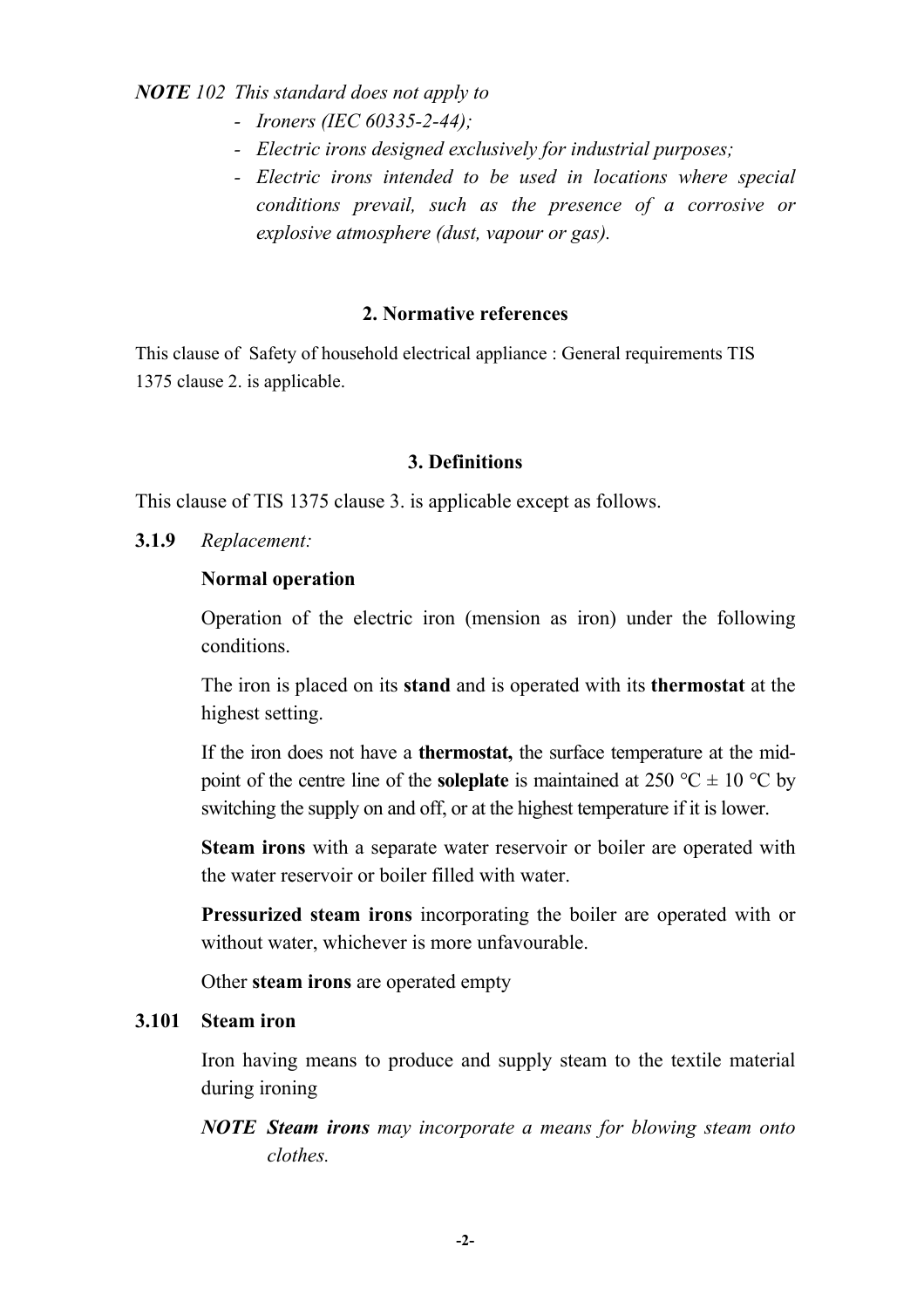***NOTE*** *102 This standard does not apply to*

- *Ironers (IEC 60335-2-44);*
- *Electric irons designed exclusively for industrial purposes;*
- *Electric irons intended to be used in locations where special conditions prevail, such as the presence of a corrosive or explosive atmosphere (dust, vapour or gas).*

## 2. Normative references

This clause of Safety of household electrical appliance : General requirements TIS 1375 clause 2. is applicable.

## 3. Definitions

This clause of TIS 1375 clause 3. is applicable except as follows.

**3.1.9** *Replacement:*

**Normal operation**

Operation of the electric iron (mension as iron) under the following conditions.

The iron is placed on its **stand** and is operated with its **thermostat** at the highest setting.

If the iron does not have a **thermostat,** the surface temperature at the mid-point of the centre line of the **soleplate** is maintained at 250 °C ± 10 °C by switching the supply on and off, or at the highest temperature if it is lower.

**Steam irons** with a separate water reservoir or boiler are operated with the water reservoir or boiler filled with water.

**Pressurized steam irons** incorporating the boiler are operated with or without water, whichever is more unfavourable.

Other **steam irons** are operated empty

**3.101 Steam iron**

Iron having means to produce and supply steam to the textile material during ironing

***NOTE Steam irons*** *may incorporate a means for blowing steam onto clothes.*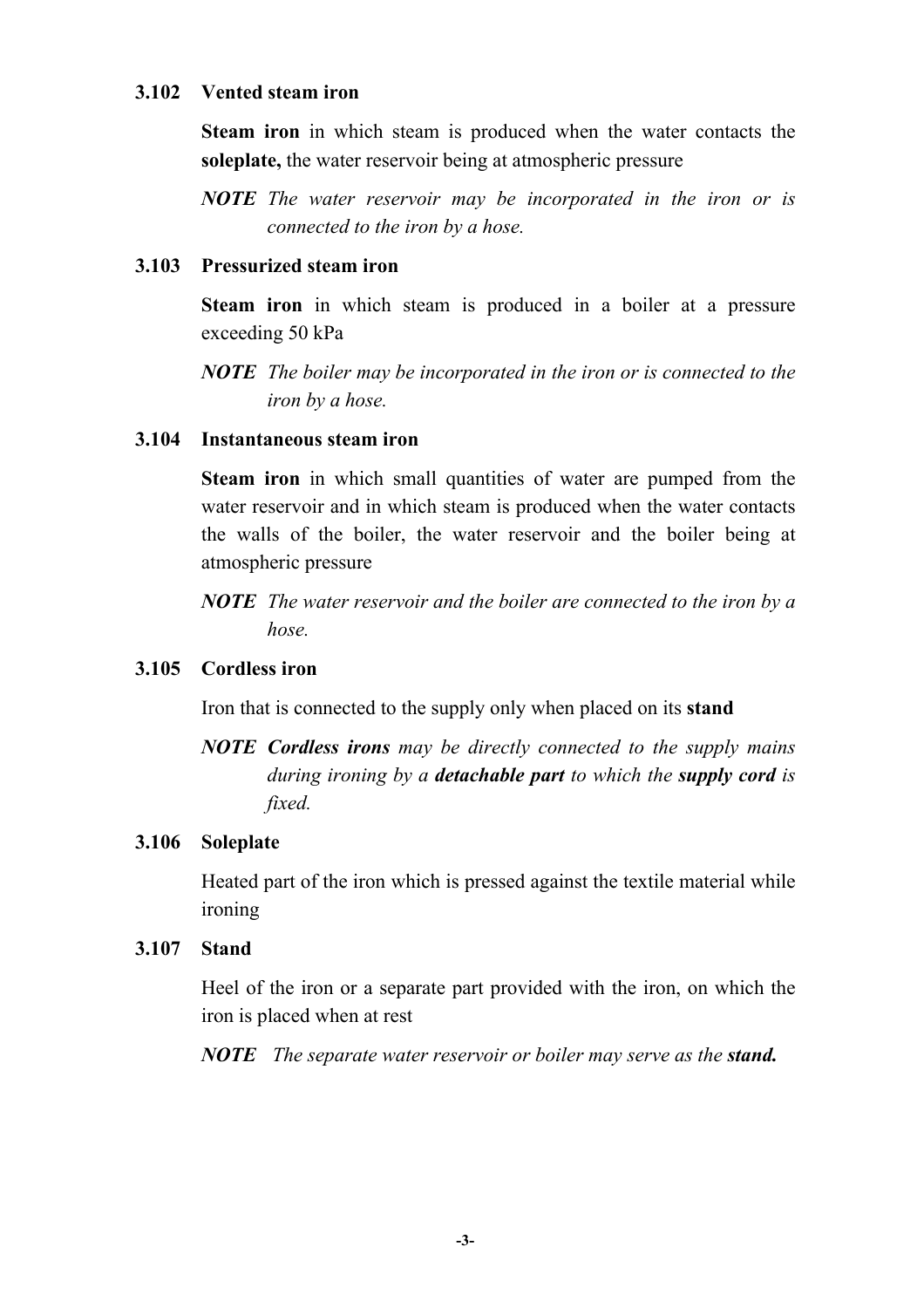### 3.102 Vented steam iron

**Steam iron** in which steam is produced when the water contacts the **soleplate,** the water reservoir being at atmospheric pressure

*NOTE The water reservoir may be incorporated in the iron or is connected to the iron by a hose.*

### 3.103 Pressurized steam iron

**Steam iron** in which steam is produced in a boiler at a pressure exceeding 50 kPa

*NOTE The boiler may be incorporated in the iron or is connected to the iron by a hose.*

### 3.104 Instantaneous steam iron

**Steam iron** in which small quantities of water are pumped from the water reservoir and in which steam is produced when the water contacts the walls of the boiler, the water reservoir and the boiler being at atmospheric pressure

*NOTE The water reservoir and the boiler are connected to the iron by a hose.*

### 3.105 Cordless iron

Iron that is connected to the supply only when placed on its **stand**

*NOTE **Cordless irons** may be directly connected to the supply mains during ironing by a **detachable part** to which the **supply cord** is fixed.*

### 3.106 Soleplate

Heated part of the iron which is pressed against the textile material while ironing

### 3.107 Stand

Heel of the iron or a separate part provided with the iron, on which the iron is placed when at rest

*NOTE The separate water reservoir or boiler may serve as the **stand.***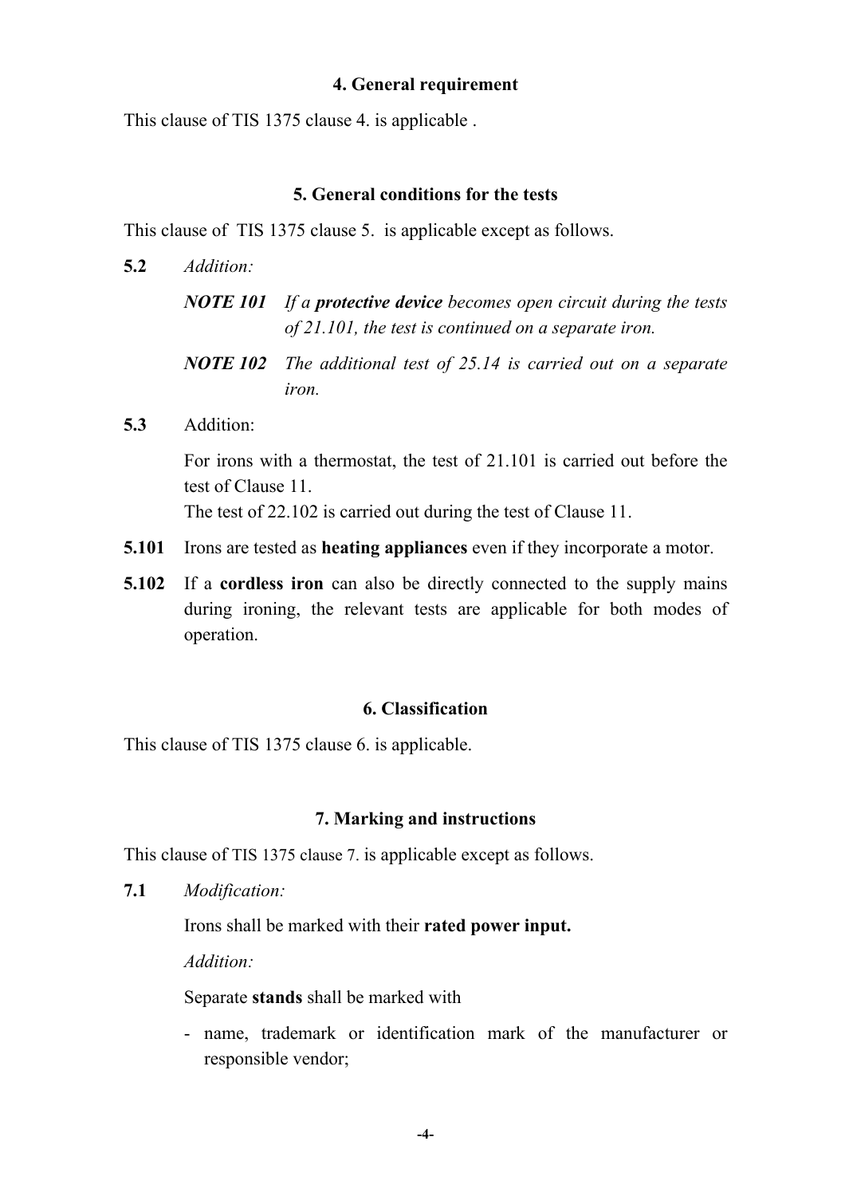## 4. General requirement

This clause of TIS 1375 clause 4. is applicable .

## 5. General conditions for the tests

This clause of TIS 1375 clause 5. is applicable except as follows.

**5.2** *Addition:*

> ***NOTE 101*** *If a **protective device** becomes open circuit during the tests of 21.101, the test is continued on a separate iron.*
>
> ***NOTE 102*** *The additional test of 25.14 is carried out on a separate iron.*

**5.3** Addition:

For irons with a thermostat, the test of 21.101 is carried out before the test of Clause 11.
The test of 22.102 is carried out during the test of Clause 11.

**5.101** Irons are tested as **heating appliances** even if they incorporate a motor.

**5.102** If a **cordless iron** can also be directly connected to the supply mains during ironing, the relevant tests are applicable for both modes of operation.

## 6. Classification

This clause of TIS 1375 clause 6. is applicable.

## 7. Marking and instructions

This clause of TIS 1375 clause 7. is applicable except as follows.

**7.1** *Modification:*

Irons shall be marked with their **rated power input.**

*Addition:*

Separate **stands** shall be marked with

- name, trademark or identification mark of the manufacturer or responsible vendor;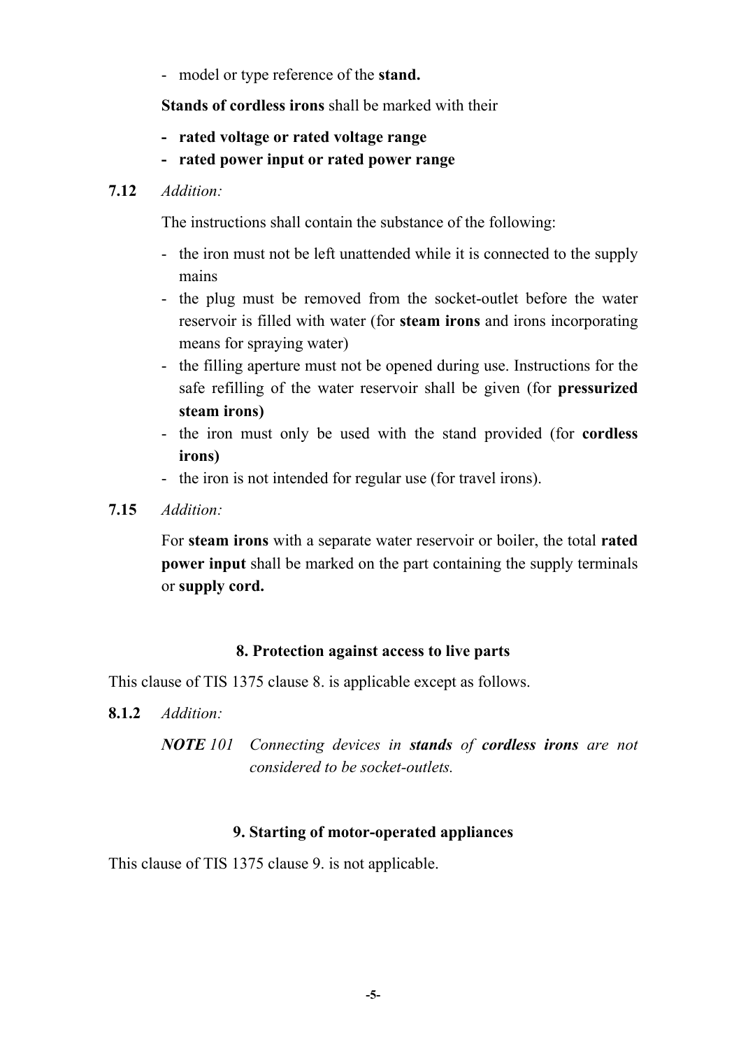- model or type reference of the **stand.**

**Stands of cordless irons** shall be marked with their

- **rated voltage or rated voltage range**
- **rated power input or rated power range**

**7.12** *Addition:*

The instructions shall contain the substance of the following:

- the iron must not be left unattended while it is connected to the supply mains
- the plug must be removed from the socket-outlet before the water reservoir is filled with water (for **steam irons** and irons incorporating means for spraying water)
- the filling aperture must not be opened during use. Instructions for the safe refilling of the water reservoir shall be given (for **pressurized steam irons)**
- the iron must only be used with the stand provided (for **cordless irons)**
- the iron is not intended for regular use (for travel irons).

**7.15** *Addition:*

For **steam irons** with a separate water reservoir or boiler, the total **rated power input** shall be marked on the part containing the supply terminals or **supply cord.**

## 8. Protection against access to live parts

This clause of TIS 1375 clause 8. is applicable except as follows.

**8.1.2** *Addition:*

***NOTE** 101 Connecting devices in **stands** of **cordless irons** are not considered to be socket-outlets.*

## 9. Starting of motor-operated appliances

This clause of TIS 1375 clause 9. is not applicable.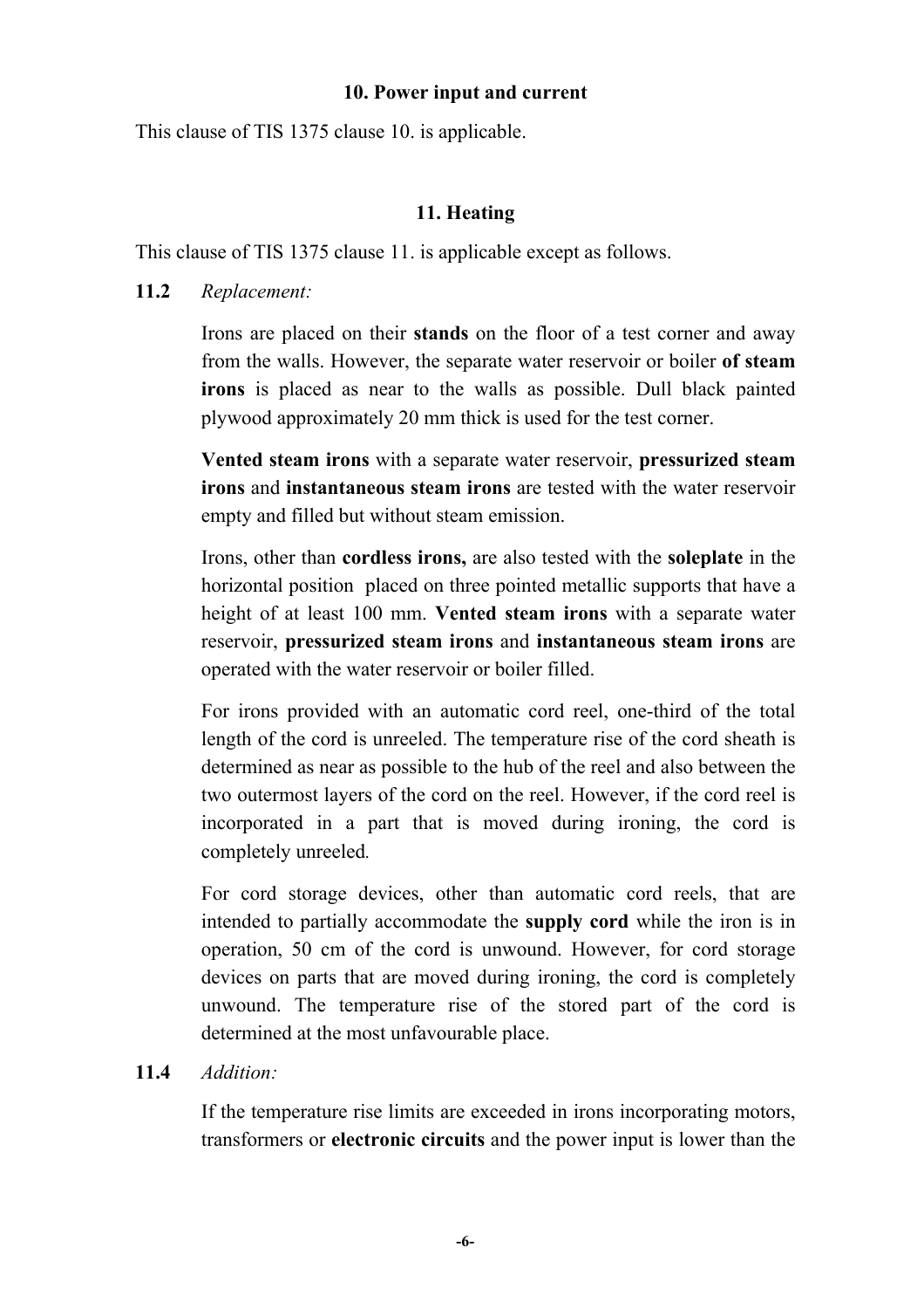## 10. Power input and current

This clause of TIS 1375 clause 10. is applicable.

## 11. Heating

This clause of TIS 1375 clause 11. is applicable except as follows.

**11.2** *Replacement:*

Irons are placed on their **stands** on the floor of a test corner and away from the walls. However, the separate water reservoir or boiler **of steam irons** is placed as near to the walls as possible. Dull black painted plywood approximately 20 mm thick is used for the test corner.

**Vented steam irons** with a separate water reservoir, **pressurized steam irons** and **instantaneous steam irons** are tested with the water reservoir empty and filled but without steam emission.

Irons, other than **cordless irons,** are also tested with the **soleplate** in the horizontal position placed on three pointed metallic supports that have a height of at least 100 mm. **Vented steam irons** with a separate water reservoir, **pressurized steam irons** and **instantaneous steam irons** are operated with the water reservoir or boiler filled.

For irons provided with an automatic cord reel, one-third of the total length of the cord is unreeled. The temperature rise of the cord sheath is determined as near as possible to the hub of the reel and also between the two outermost layers of the cord on the reel. However, if the cord reel is incorporated in a part that is moved during ironing, the cord is completely unreeled.

For cord storage devices, other than automatic cord reels, that are intended to partially accommodate the **supply cord** while the iron is in operation, 50 cm of the cord is unwound. However, for cord storage devices on parts that are moved during ironing, the cord is completely unwound. The temperature rise of the stored part of the cord is determined at the most unfavourable place.

**11.4** *Addition:*

If the temperature rise limits are exceeded in irons incorporating motors, transformers or **electronic circuits** and the power input is lower than the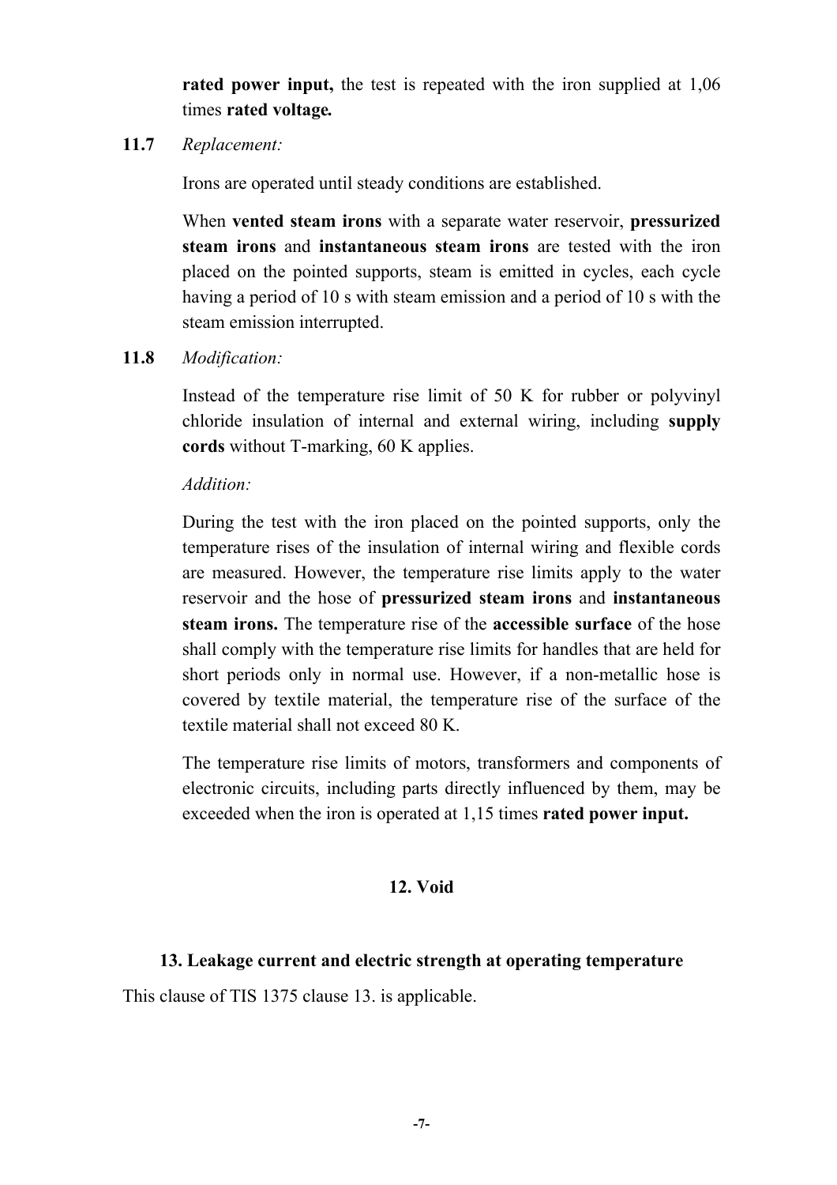**rated power input,** the test is repeated with the iron supplied at 1,06 times **rated voltage.**

**11.7** *Replacement:*

Irons are operated until steady conditions are established.

When **vented steam irons** with a separate water reservoir, **pressurized steam irons** and **instantaneous steam irons** are tested with the iron placed on the pointed supports, steam is emitted in cycles, each cycle having a period of 10 s with steam emission and a period of 10 s with the steam emission interrupted.

**11.8** *Modification:*

Instead of the temperature rise limit of 50 K for rubber or polyvinyl chloride insulation of internal and external wiring, including **supply cords** without T-marking, 60 K applies.

*Addition:*

During the test with the iron placed on the pointed supports, only the temperature rises of the insulation of internal wiring and flexible cords are measured. However, the temperature rise limits apply to the water reservoir and the hose of **pressurized steam irons** and **instantaneous steam irons.** The temperature rise of the **accessible surface** of the hose shall comply with the temperature rise limits for handles that are held for short periods only in normal use. However, if a non-metallic hose is covered by textile material, the temperature rise of the surface of the textile material shall not exceed 80 K.

The temperature rise limits of motors, transformers and components of electronic circuits, including parts directly influenced by them, may be exceeded when the iron is operated at 1,15 times **rated power input.**

## 12. Void

## 13. Leakage current and electric strength at operating temperature

This clause of TIS 1375 clause 13. is applicable.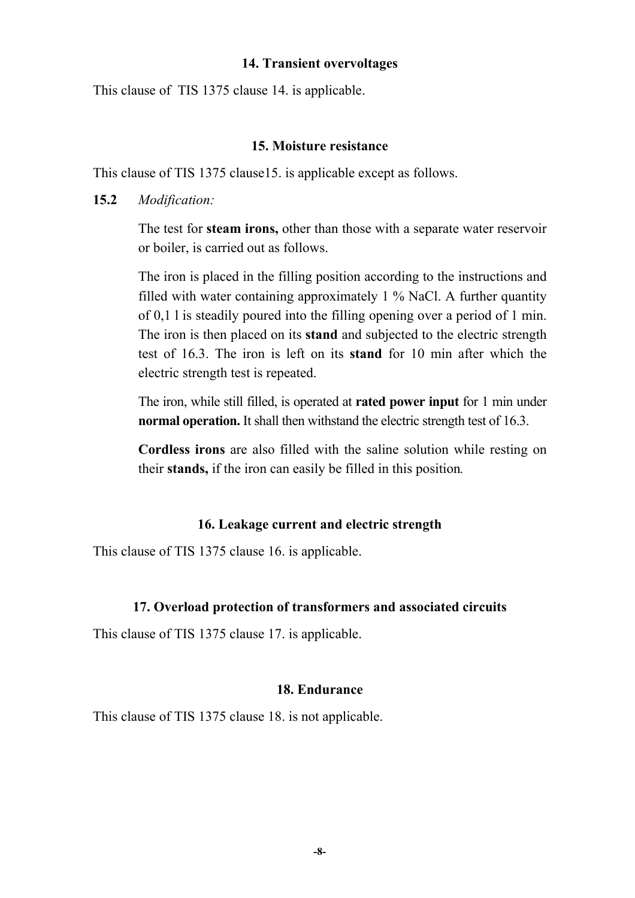## 14. Transient overvoltages

This clause of TIS 1375 clause 14. is applicable.

## 15. Moisture resistance

This clause of TIS 1375 clause15. is applicable except as follows.

**15.2** *Modification:*

The test for **steam irons,** other than those with a separate water reservoir or boiler, is carried out as follows.

The iron is placed in the filling position according to the instructions and filled with water containing approximately 1 % NaCl. A further quantity of 0,1 l is steadily poured into the filling opening over a period of 1 min. The iron is then placed on its **stand** and subjected to the electric strength test of 16.3. The iron is left on its **stand** for 10 min after which the electric strength test is repeated.

The iron, while still filled, is operated at **rated power input** for 1 min under **normal operation.** It shall then withstand the electric strength test of 16.3.

**Cordless irons** are also filled with the saline solution while resting on their **stands,** if the iron can easily be filled in this position.

## 16. Leakage current and electric strength

This clause of TIS 1375 clause 16. is applicable.

## 17. Overload protection of transformers and associated circuits

This clause of TIS 1375 clause 17. is applicable.

## 18. Endurance

This clause of TIS 1375 clause 18. is not applicable.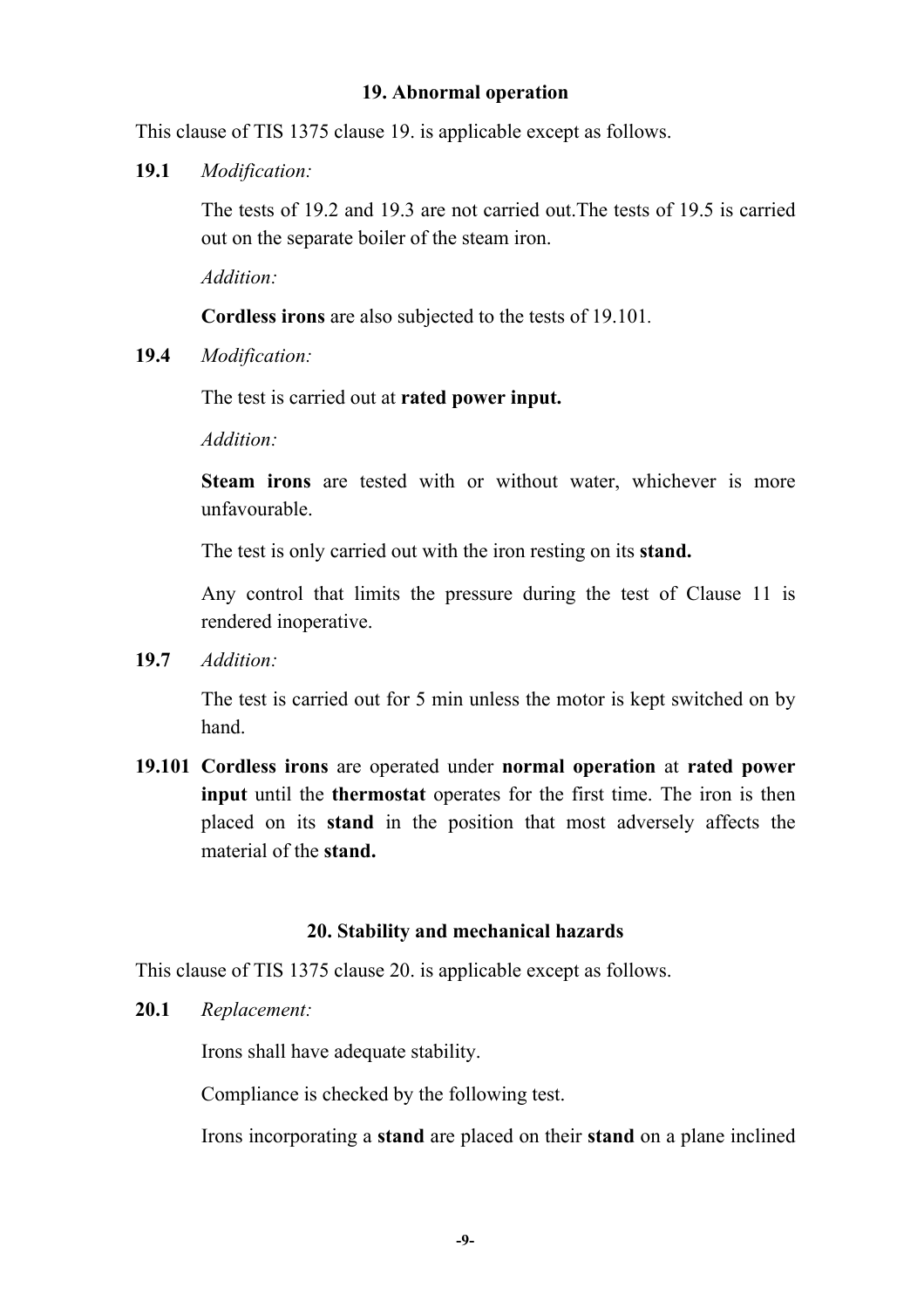## 19. Abnormal operation

This clause of TIS 1375 clause 19. is applicable except as follows.

**19.1** *Modification:*

The tests of 19.2 and 19.3 are not carried out.The tests of 19.5 is carried out on the separate boiler of the steam iron.

*Addition:*

**Cordless irons** are also subjected to the tests of 19.101.

**19.4** *Modification:*

The test is carried out at **rated power input.**

*Addition:*

**Steam irons** are tested with or without water, whichever is more unfavourable.

The test is only carried out with the iron resting on its **stand.**

Any control that limits the pressure during the test of Clause 11 is rendered inoperative.

**19.7** *Addition:*

The test is carried out for 5 min unless the motor is kept switched on by hand.

**19.101** **Cordless irons** are operated under **normal operation** at **rated power input** until the **thermostat** operates for the first time. The iron is then placed on its **stand** in the position that most adversely affects the material of the **stand.**

## 20. Stability and mechanical hazards

This clause of TIS 1375 clause 20. is applicable except as follows.

**20.1** *Replacement:*

Irons shall have adequate stability.

Compliance is checked by the following test.

Irons incorporating a **stand** are placed on their **stand** on a plane inclined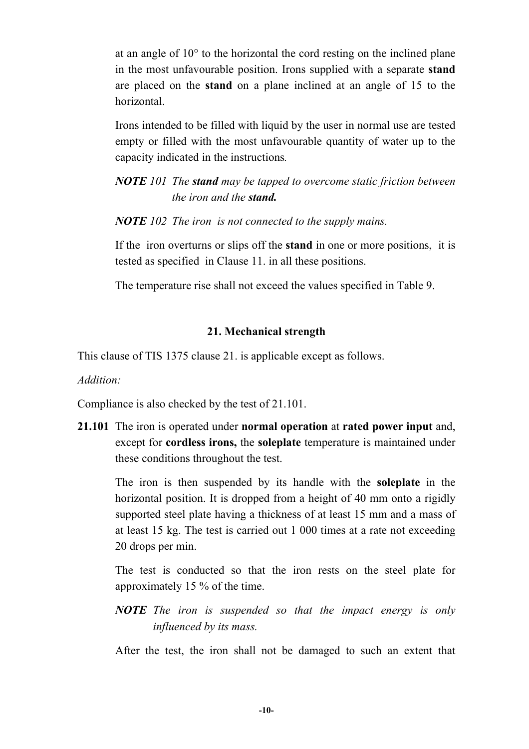at an angle of 10° to the horizontal the cord resting on the inclined plane in the most unfavourable position. Irons supplied with a separate **stand** are placed on the **stand** on a plane inclined at an angle of 15 to the horizontal.

Irons intended to be filled with liquid by the user in normal use are tested empty or filled with the most unfavourable quantity of water up to the capacity indicated in the instructions.

***NOTE** 101 The **stand** may be tapped to overcome static friction between the iron and the **stand.***

***NOTE** 102 The iron is not connected to the supply mains.*

If the iron overturns or slips off the **stand** in one or more positions, it is tested as specified in Clause 11. in all these positions.

The temperature rise shall not exceed the values specified in Table 9.

## 21. Mechanical strength

This clause of TIS 1375 clause 21. is applicable except as follows.

*Addition:*

Compliance is also checked by the test of 21.101.

**21.101** The iron is operated under **normal operation** at **rated power input** and, except for **cordless irons,** the **soleplate** temperature is maintained under these conditions throughout the test.

The iron is then suspended by its handle with the **soleplate** in the horizontal position. It is dropped from a height of 40 mm onto a rigidly supported steel plate having a thickness of at least 15 mm and a mass of at least 15 kg. The test is carried out 1 000 times at a rate not exceeding 20 drops per min.

The test is conducted so that the iron rests on the steel plate for approximately 15 % of the time.

***NOTE** The iron is suspended so that the impact energy is only influenced by its mass.*

After the test, the iron shall not be damaged to such an extent that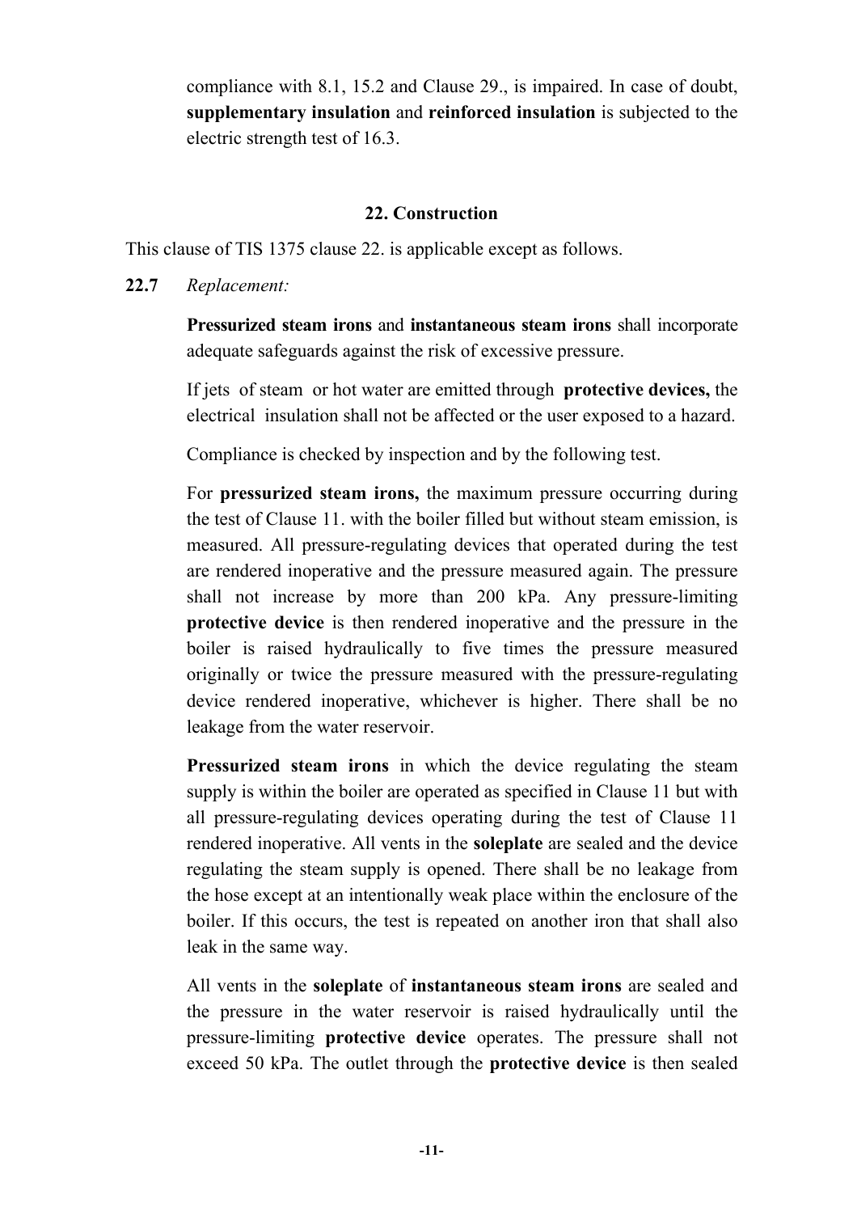compliance with 8.1, 15.2 and Clause 29., is impaired. In case of doubt, **supplementary insulation** and **reinforced insulation** is subjected to the electric strength test of 16.3.

## 22. Construction

This clause of TIS 1375 clause 22. is applicable except as follows.

**22.7** *Replacement:*

**Pressurized steam irons** and **instantaneous steam irons** shall incorporate adequate safeguards against the risk of excessive pressure.

If jets of steam or hot water are emitted through **protective devices,** the electrical insulation shall not be affected or the user exposed to a hazard.

Compliance is checked by inspection and by the following test.

For **pressurized steam irons,** the maximum pressure occurring during the test of Clause 11. with the boiler filled but without steam emission, is measured. All pressure-regulating devices that operated during the test are rendered inoperative and the pressure measured again. The pressure shall not increase by more than 200 kPa. Any pressure-limiting **protective device** is then rendered inoperative and the pressure in the boiler is raised hydraulically to five times the pressure measured originally or twice the pressure measured with the pressure-regulating device rendered inoperative, whichever is higher. There shall be no leakage from the water reservoir.

**Pressurized steam irons** in which the device regulating the steam supply is within the boiler are operated as specified in Clause 11 but with all pressure-regulating devices operating during the test of Clause 11 rendered inoperative. All vents in the **soleplate** are sealed and the device regulating the steam supply is opened. There shall be no leakage from the hose except at an intentionally weak place within the enclosure of the boiler. If this occurs, the test is repeated on another iron that shall also leak in the same way.

All vents in the **soleplate** of **instantaneous steam irons** are sealed and the pressure in the water reservoir is raised hydraulically until the pressure-limiting **protective device** operates. The pressure shall not exceed 50 kPa. The outlet through the **protective device** is then sealed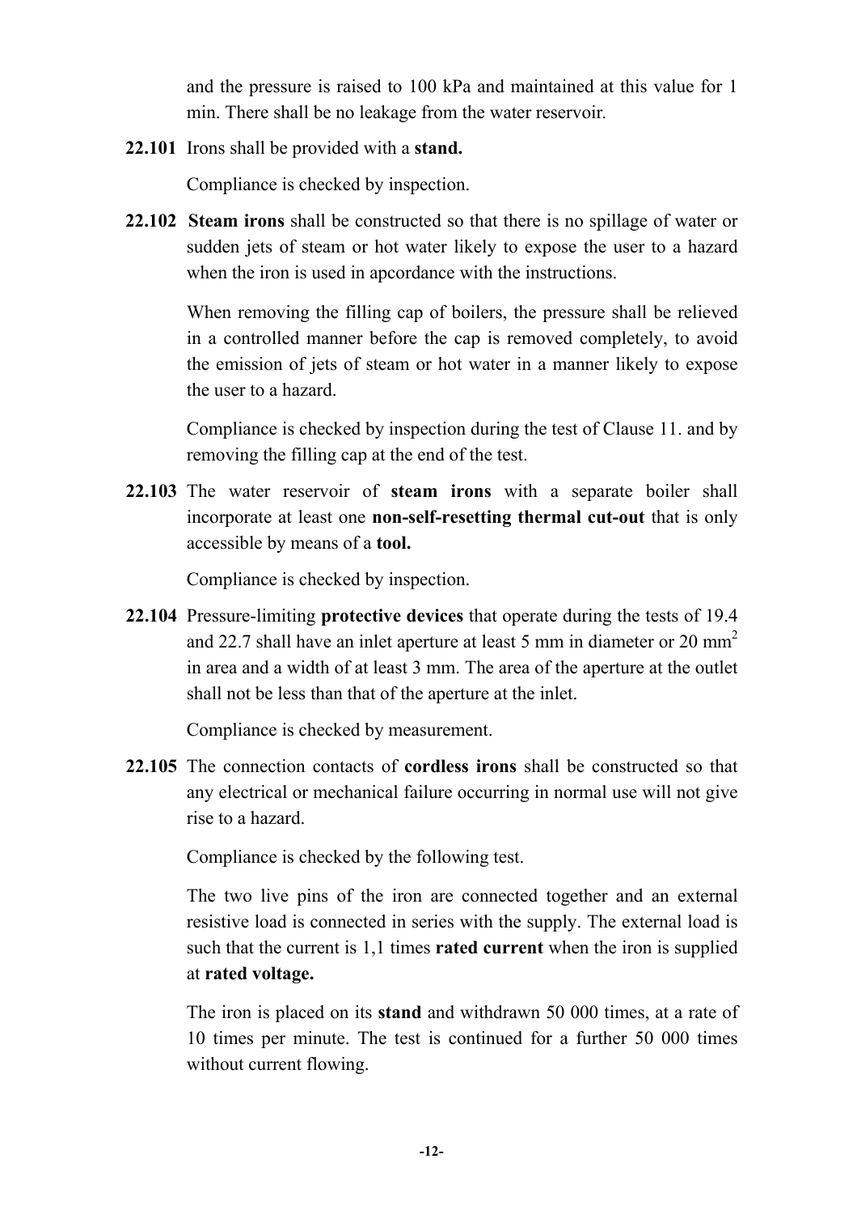and the pressure is raised to 100 kPa and maintained at this value for 1 min. There shall be no leakage from the water reservoir.

**22.101** Irons shall be provided with a **stand.**

Compliance is checked by inspection.

**22.102** **Steam irons** shall be constructed so that there is no spillage of water or sudden jets of steam or hot water likely to expose the user to a hazard when the iron is used in apcordance with the instructions.

When removing the filling cap of boilers, the pressure shall be relieved in a controlled manner before the cap is removed completely, to avoid the emission of jets of steam or hot water in a manner likely to expose the user to a hazard.

Compliance is checked by inspection during the test of Clause 11. and by removing the filling cap at the end of the test.

**22.103** The water reservoir of **steam irons** with a separate boiler shall incorporate at least one **non-self-resetting thermal cut-out** that is only accessible by means of a **tool.**

Compliance is checked by inspection.

**22.104** Pressure-limiting **protective devices** that operate during the tests of 19.4 and 22.7 shall have an inlet aperture at least 5 mm in diameter or 20 $mm^2$ in area and a width of at least 3 mm. The area of the aperture at the outlet shall not be less than that of the aperture at the inlet.

Compliance is checked by measurement.

**22.105** The connection contacts of **cordless irons** shall be constructed so that any electrical or mechanical failure occurring in normal use will not give rise to a hazard.

Compliance is checked by the following test.

The two live pins of the iron are connected together and an external resistive load is connected in series with the supply. The external load is such that the current is 1,1 times **rated current** when the iron is supplied at **rated voltage.**

The iron is placed on its **stand** and withdrawn 50 000 times, at a rate of 10 times per minute. The test is continued for a further 50 000 times without current flowing.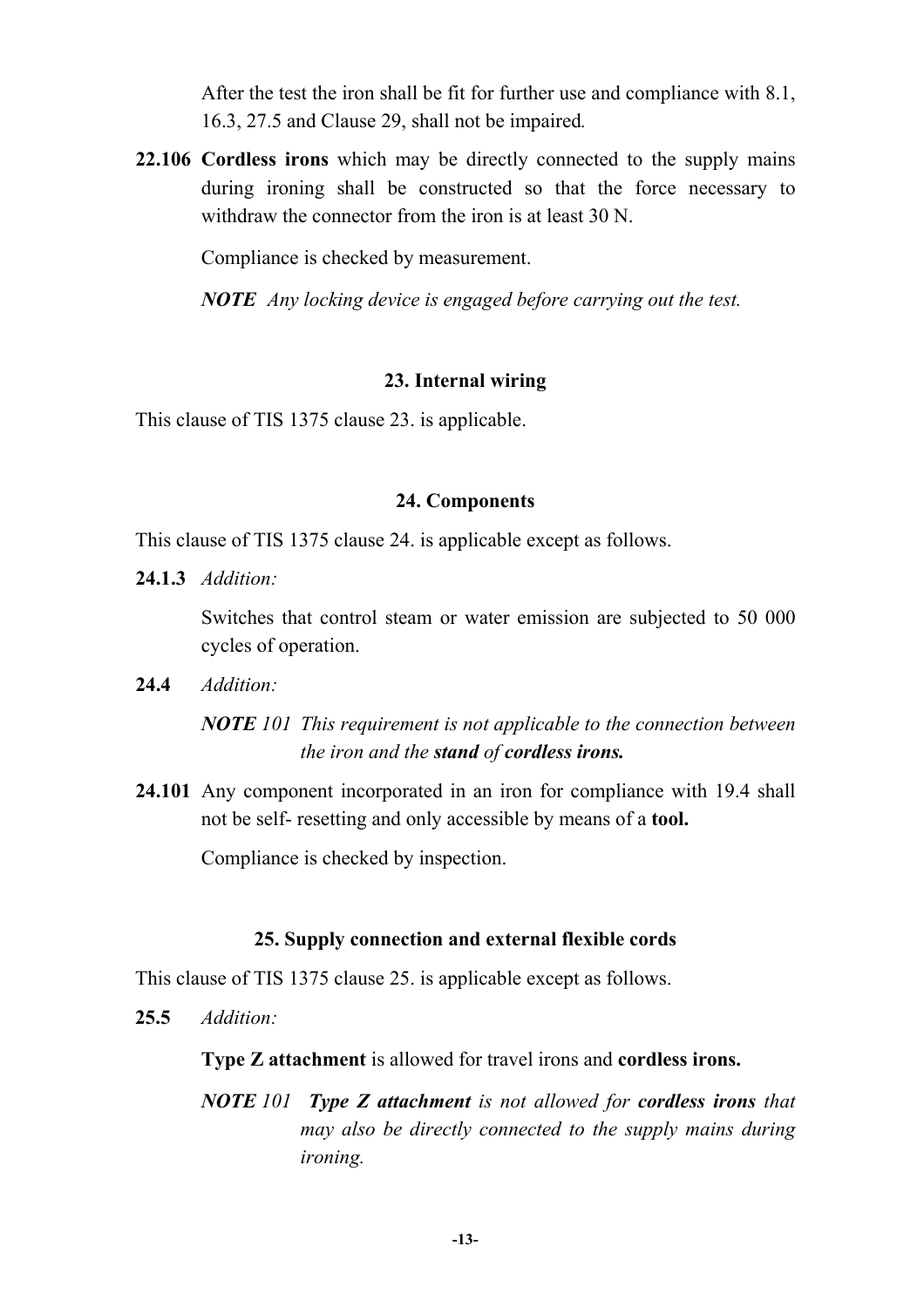After the test the iron shall be fit for further use and compliance with 8.1, 16.3, 27.5 and Clause 29, shall not be impaired*.*

**22.106** **Cordless irons** which may be directly connected to the supply mains during ironing shall be constructed so that the force necessary to withdraw the connector from the iron is at least 30 N.

Compliance is checked by measurement.

***NOTE*** *Any locking device is engaged before carrying out the test.*

## 23. Internal wiring

This clause of TIS 1375 clause 23. is applicable.

## 24. Components

This clause of TIS 1375 clause 24. is applicable except as follows.

**24.1.3** *Addition:*

Switches that control steam or water emission are subjected to 50 000 cycles of operation.

**24.4** *Addition:*

***NOTE*** *101 This requirement is not applicable to the connection between the iron and the* ***stand*** *of* ***cordless irons.***

**24.101** Any component incorporated in an iron for compliance with 19.4 shall not be self- resetting and only accessible by means of a **tool.**

Compliance is checked by inspection.

## 25. Supply connection and external flexible cords

This clause of TIS 1375 clause 25. is applicable except as follows.

**25.5** *Addition:*

**Type Z attachment** is allowed for travel irons and **cordless irons.**

***NOTE*** *101* ***Type Z attachment*** *is not allowed for* ***cordless irons*** *that may also be directly connected to the supply mains during ironing.*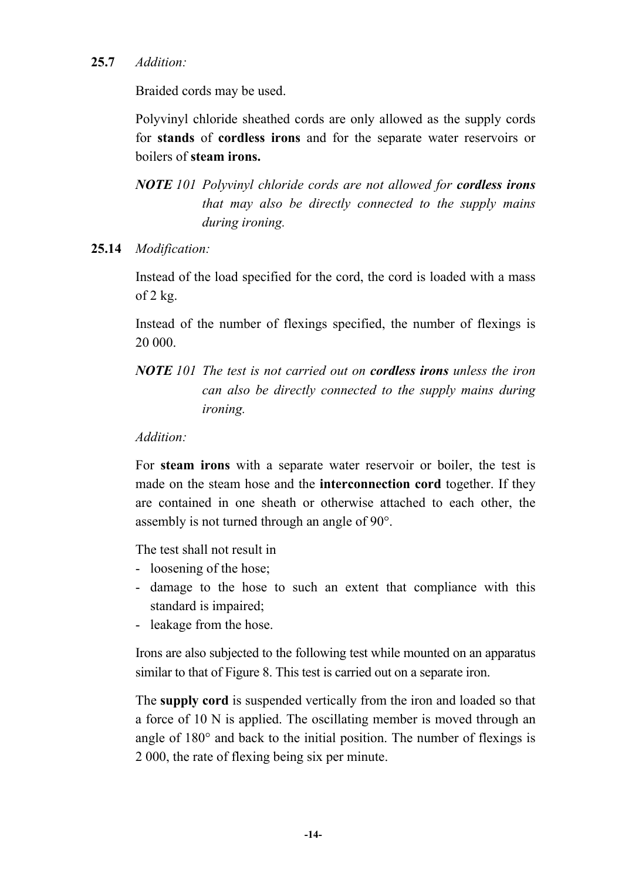**25.7** *Addition:*

Braided cords may be used.

Polyvinyl chloride sheathed cords are only allowed as the supply cords for **stands** of **cordless irons** and for the separate water reservoirs or boilers of **steam irons.**

***NOTE** 101 Polyvinyl chloride cords are not allowed for **cordless irons** that may also be directly connected to the supply mains during ironing.*

**25.14** *Modification:*

Instead of the load specified for the cord, the cord is loaded with a mass of 2 kg.

Instead of the number of flexings specified, the number of flexings is 20 000.

***NOTE** 101 The test is not carried out on **cordless irons** unless the iron can also be directly connected to the supply mains during ironing.*

*Addition:*

For **steam irons** with a separate water reservoir or boiler, the test is made on the steam hose and the **interconnection cord** together. If they are contained in one sheath or otherwise attached to each other, the assembly is not turned through an angle of 90°.

The test shall not result in
- loosening of the hose;
- damage to the hose to such an extent that compliance with this standard is impaired;
- leakage from the hose.

Irons are also subjected to the following test while mounted on an apparatus similar to that of Figure 8. This test is carried out on a separate iron.

The **supply cord** is suspended vertically from the iron and loaded so that a force of 10 N is applied. The oscillating member is moved through an angle of 180° and back to the initial position. The number of flexings is 2 000, the rate of flexing being six per minute.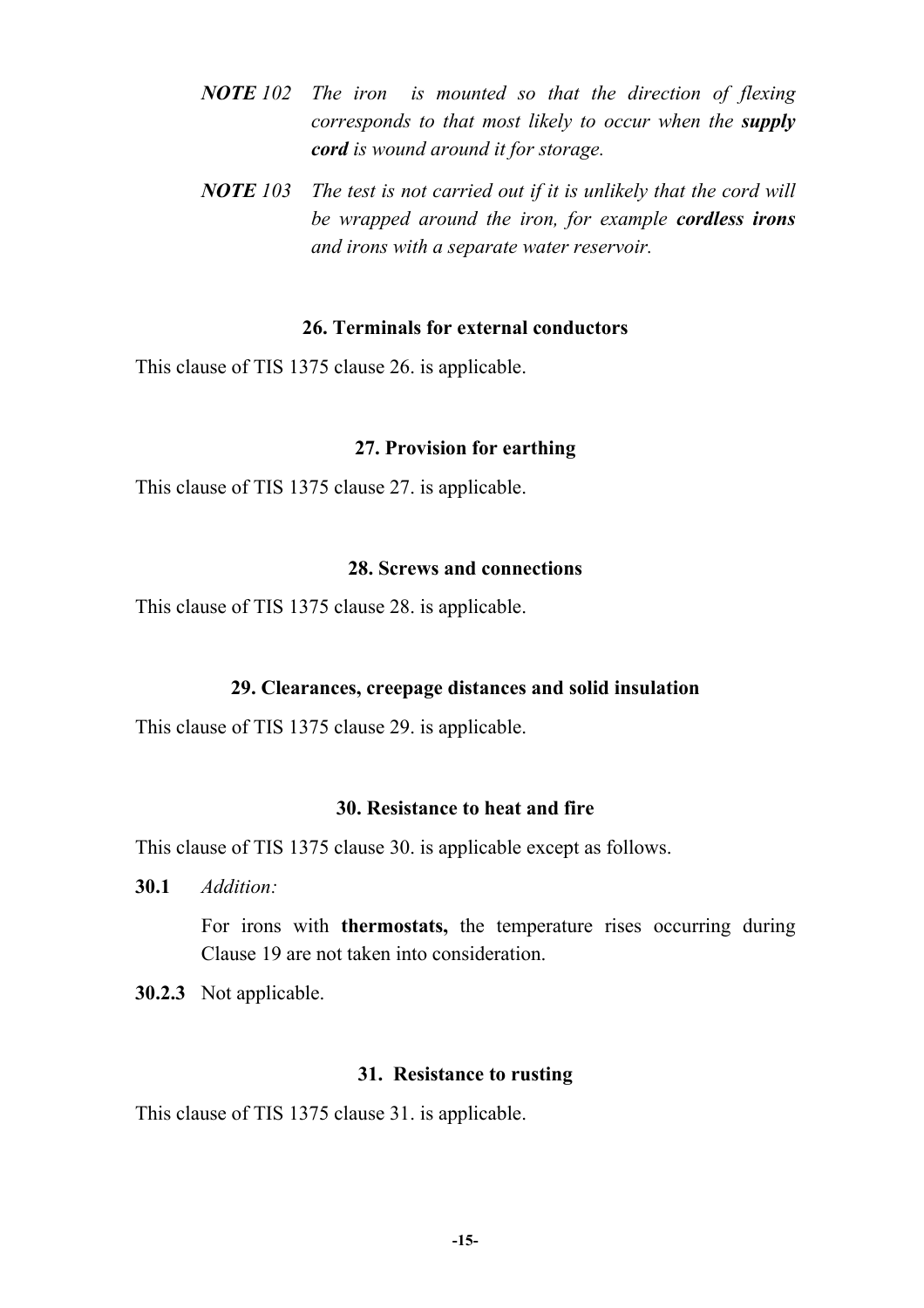*NOTE 102* *The iron is mounted so that the direction of flexing corresponds to that most likely to occur when the **supply cord** is wound around it for storage.*

*NOTE 103* *The test is not carried out if it is unlikely that the cord will be wrapped around the iron, for example **cordless irons** and irons with a separate water reservoir.*

## 26. Terminals for external conductors

This clause of TIS 1375 clause 26. is applicable.

## 27. Provision for earthing

This clause of TIS 1375 clause 27. is applicable.

## 28. Screws and connections

This clause of TIS 1375 clause 28. is applicable.

## 29. Clearances, creepage distances and solid insulation

This clause of TIS 1375 clause 29. is applicable.

## 30. Resistance to heat and fire

This clause of TIS 1375 clause 30. is applicable except as follows.

**30.1** *Addition:*

For irons with **thermostats,** the temperature rises occurring during Clause 19 are not taken into consideration.

**30.2.3** Not applicable.

## 31. Resistance to rusting

This clause of TIS 1375 clause 31. is applicable.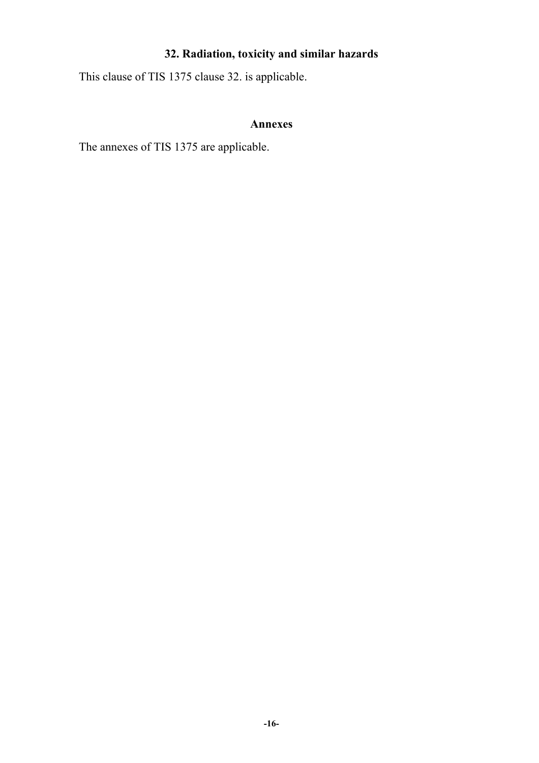## 32. Radiation, toxicity and similar hazards

This clause of TIS 1375 clause 32. is applicable.

## Annexes

The annexes of TIS 1375 are applicable.